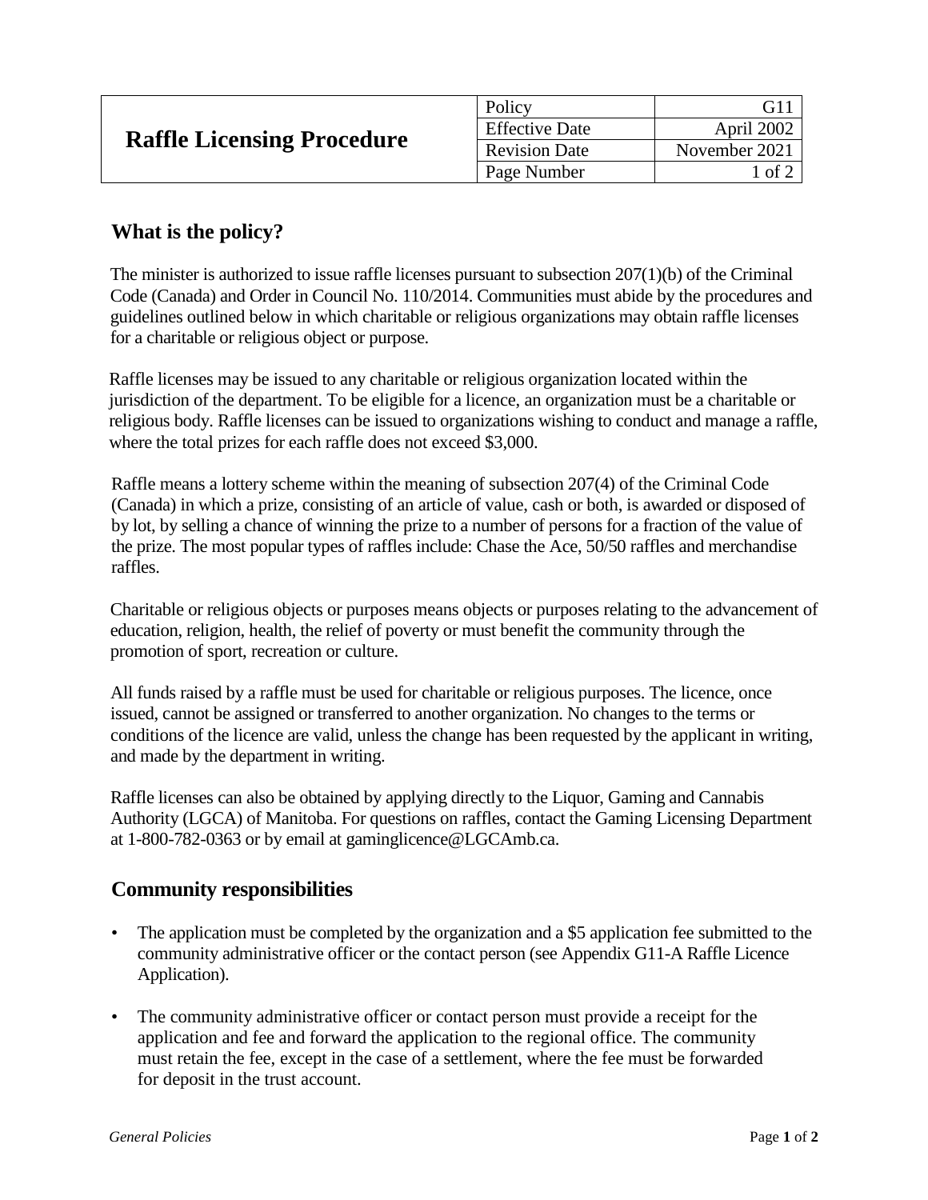# Raffle Licensing Procedure

| Policy | G11 |
| --- | --- |
| Effective Date | April 2002 |
| Revision Date | November 2021 |
| Page Number | 1 of 2 |

## What is the policy?

The minister is authorized to issue raffle licenses pursuant to subsection 207(1)(b) of the Criminal Code (Canada) and Order in Council No. 110/2014. Communities must abide by the procedures and guidelines outlined below in which charitable or religious organizations may obtain raffle licenses for a charitable or religious object or purpose.

Raffle licenses may be issued to any charitable or religious organization located within the jurisdiction of the department. To be eligible for a licence, an organization must be a charitable or religious body. Raffle licenses can be issued to organizations wishing to conduct and manage a raffle, where the total prizes for each raffle does not exceed $3,000.

Raffle means a lottery scheme within the meaning of subsection 207(4) of the Criminal Code (Canada) in which a prize, consisting of an article of value, cash or both, is awarded or disposed of by lot, by selling a chance of winning the prize to a number of persons for a fraction of the value of the prize. The most popular types of raffles include: Chase the Ace, 50/50 raffles and merchandise raffles.

Charitable or religious objects or purposes means objects or purposes relating to the advancement of education, religion, health, the relief of poverty or must benefit the community through the promotion of sport, recreation or culture.

All funds raised by a raffle must be used for charitable or religious purposes. The licence, once issued, cannot be assigned or transferred to another organization. No changes to the terms or conditions of the licence are valid, unless the change has been requested by the applicant in writing, and made by the department in writing.

Raffle licenses can also be obtained by applying directly to the Liquor, Gaming and Cannabis Authority (LGCA) of Manitoba. For questions on raffles, contact the Gaming Licensing Department at 1-800-782-0363 or by email at gaminglicence@LGCAmb.ca.

## Community responsibilities

- The application must be completed by the organization and a $5 application fee submitted to the community administrative officer or the contact person (see Appendix G11-A Raffle Licence Application).
- The community administrative officer or contact person must provide a receipt for the application and fee and forward the application to the regional office. The community must retain the fee, except in the case of a settlement, where the fee must be forwarded for deposit in the trust account.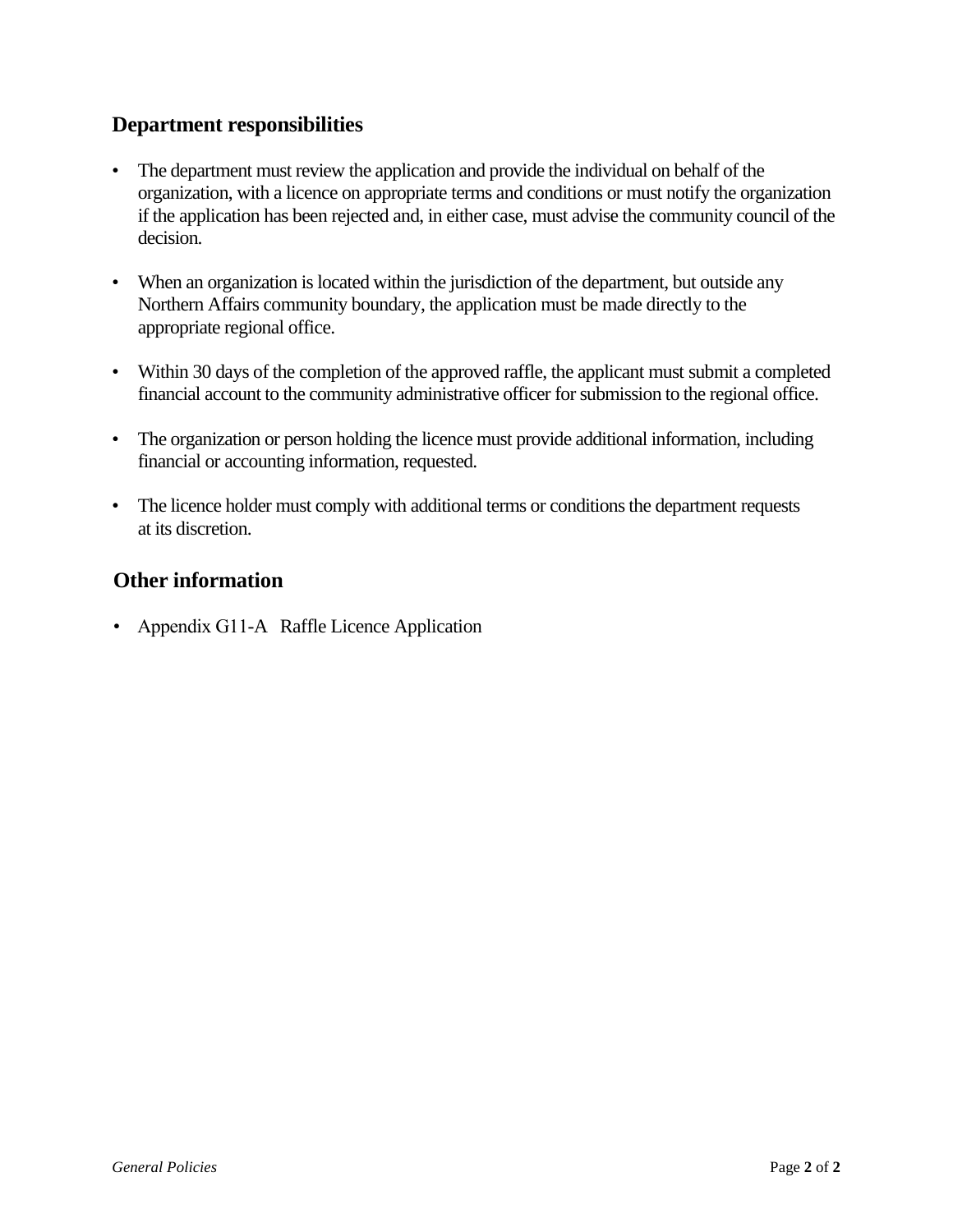## Department responsibilities

- The department must review the application and provide the individual on behalf of the organization, with a licence on appropriate terms and conditions or must notify the organization if the application has been rejected and, in either case, must advise the community council of the decision.
- When an organization is located within the jurisdiction of the department, but outside any Northern Affairs community boundary, the application must be made directly to the appropriate regional office.
- Within 30 days of the completion of the approved raffle, the applicant must submit a completed financial account to the community administrative officer for submission to the regional office.
- The organization or person holding the licence must provide additional information, including financial or accounting information, requested.
- The licence holder must comply with additional terms or conditions the department requests at its discretion.

## Other information

- Appendix G11-A Raffle Licence Application